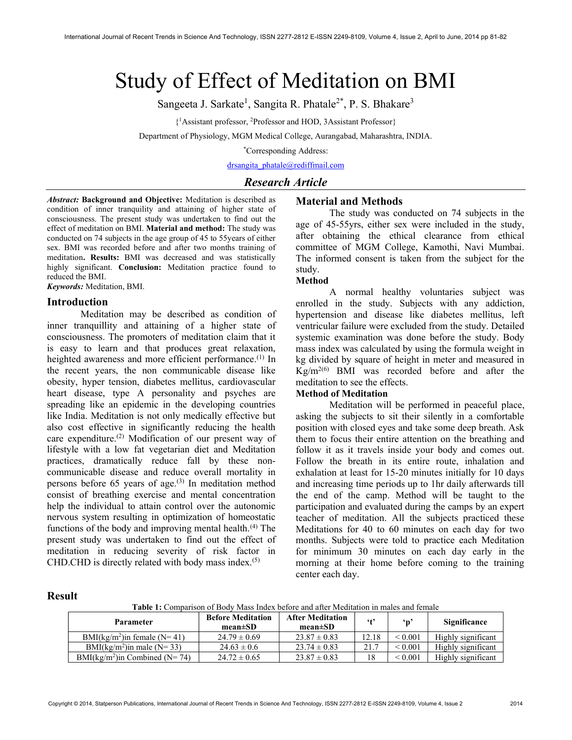# Study of Effect of Meditation on BMI

Sangeeta J. Sarkate[1], Sangita R. Phatale[2*], P. S. Bhakare[3]

{[1]Assistant professor, [2]Professor and HOD, 3Assistant Professor}

Department of Physiology, MGM Medical College, Aurangabad, Maharashtra, INDIA.

*Corresponding Address:

drsangita_phatale@rediffmail.com

## *Research Article*

***Abstract:*** **Background and Objective:** Meditation is described as condition of inner tranquility and attaining of higher state of consciousness. The present study was undertaken to find out the effect of meditation on BMI. **Material and method:** The study was conducted on 74 subjects in the age group of 45 to 55years of either sex. BMI was recorded before and after two months training of meditation**. Results:** BMI was decreased and was statistically highly significant. **Conclusion:** Meditation practice found to reduced the BMI.

***Keywords:*** Meditation, BMI.

## Introduction

Meditation may be described as condition of inner tranquillity and attaining of a higher state of consciousness. The promoters of meditation claim that it is easy to learn and that produces great relaxation, heighted awareness and more efficient performance.[1] In the recent years, the non communicable disease like obesity, hyper tension, diabetes mellitus, cardiovascular heart disease, type A personality and psyches are spreading like an epidemic in the developing countries like India. Meditation is not only medically effective but also cost effective in significantly reducing the health care expenditure.[2] Modification of our present way of lifestyle with a low fat vegetarian diet and Meditation practices, dramatically reduce fall by these non-communicable disease and reduce overall mortality in persons before 65 years of age.[3] In meditation method consist of breathing exercise and mental concentration help the individual to attain control over the autonomic nervous system resulting in optimization of homeostatic functions of the body and improving mental health.[4] The present study was undertaken to find out the effect of meditation in reducing severity of risk factor in CHD.CHD is directly related with body mass index.[5]

## Material and Methods

The study was conducted on 74 subjects in the age of 45-55yrs, either sex were included in the study, after obtaining the ethical clearance from ethical committee of MGM College, Kamothi, Navi Mumbai. The informed consent is taken from the subject for the study.

### Method

A normal healthy voluntaries subject was enrolled in the study. Subjects with any addiction, hypertension and disease like diabetes mellitus, left ventricular failure were excluded from the study. Detailed systemic examination was done before the study. Body mass index was calculated by using the formula weight in kg divided by square of height in meter and measured in $Kg/m^2$[6] BMI was recorded before and after the meditation to see the effects.

### Method of Meditation

Meditation will be performed in peaceful place, asking the subjects to sit their silently in a comfortable position with closed eyes and take some deep breath. Ask them to focus their entire attention on the breathing and follow it as it travels inside your body and comes out. Follow the breath in its entire route, inhalation and exhalation at least for 15-20 minutes initially for 10 days and increasing time periods up to 1hr daily afterwards till the end of the camp. Method will be taught to the participation and evaluated during the camps by an expert teacher of meditation. All the subjects practiced these Meditations for 40 to 60 minutes on each day for two months. Subjects were told to practice each Meditation for minimum 30 minutes on each day early in the morning at their home before coming to the training center each day.

## Result

**Table 1:** Comparison of Body Mass Index before and after Meditation in males and female

| Parameter | Before Meditation mean±SD | After Meditation mean±SD | 't' | 'p' | Significance |
|---|---|---|---|---|---|
| BMI($kg/m^2$)in female (N= 41) | 24.79 ± 0.69 | 23.87 ± 0.83 | 12.18 | < 0.001 | Highly significant |
| BMI($kg/m^2$)in male (N= 33) | 24.63 ± 0.6 | 23.74 ± 0.83 | 21.7 | < 0.001 | Highly significant |
| BMI($kg/m^2$)in Combined (N= 74) | 24.72 ± 0.65 | 23.87 ± 0.83 | 18 | < 0.001 | Highly significant |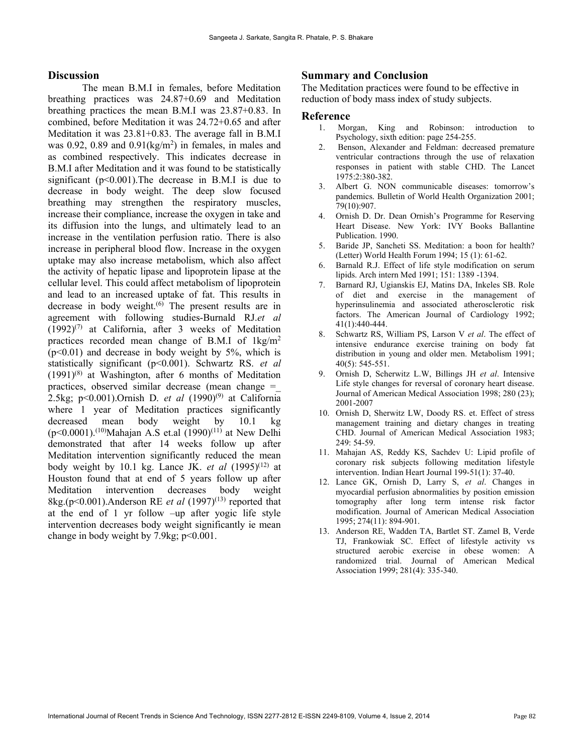## Discussion

The mean B.M.I in females, before Meditation breathing practices was 24.87+0.69 and Meditation breathing practices the mean B.M.I was 23.87+0.83. In combined, before Meditation it was 24.72+0.65 and after Meditation it was 23.81+0.83. The average fall in B.M.I was 0.92, 0.89 and 0.91(kg/$m^2$) in females, in males and as combined respectively. This indicates decrease in B.M.I after Meditation and it was found to be statistically significant ($p<0.001$).The decrease in B.M.I is due to decrease in body weight. The deep slow focused breathing may strengthen the respiratory muscles, increase their compliance, increase the oxygen in take and its diffusion into the lungs, and ultimately lead to an increase in the ventilation perfusion ratio. There is also increase in peripheral blood flow. Increase in the oxygen uptake may also increase metabolism, which also affect the activity of hepatic lipase and lipoprotein lipase at the cellular level. This could affect metabolism of lipoprotein and lead to an increased uptake of fat. This results in decrease in body weight.[6] The present results are in agreement with following studies-Burnald RJ.*et al* (1992)[7] at California, after 3 weeks of Meditation practices recorded mean change of B.M.I of 1kg/$m^2$ ($p<0.01$) and decrease in body weight by 5%, which is statistically significant ($p<0.001$). Schwartz RS. *et al* (1991)[8] at Washington, after 6 months of Meditation practices, observed similar decrease (mean change =_ 2.5kg; $p<0.001$).Ornish D. *et al* (1990)[9] at California where 1 year of Meditation practices significantly decreased mean body weight by 10.1 kg ($p<0.0001$).[10]Mahajan A.S et.al (1990)[11] at New Delhi demonstrated that after 14 weeks follow up after Meditation intervention significantly reduced the mean body weight by 10.1 kg. Lance JK. *et al* (1995)[12] at Houston found that at end of 5 years follow up after Meditation intervention decreases body weight 8kg.($p<0.001$).Anderson RE *et al* (1997)[13] reported that at the end of 1 yr follow –up after yogic life style intervention decreases body weight significantly ie mean change in body weight by 7.9kg; $p<0.001$.

## Summary and Conclusion

The Meditation practices were found to be effective in reduction of body mass index of study subjects.

## Reference

1. Morgan, King and Robinson: introduction to Psychology, sixth edition: page 254-255.
2. Benson, Alexander and Feldman: decreased premature ventricular contractions through the use of relaxation responses in patient with stable CHD. The Lancet 1975:2:380-382.
3. Albert G. NON communicable diseases: tomorrow's pandemics. Bulletin of World Health Organization 2001; 79(10):907.
4. Ornish D. Dr. Dean Ornish's Programme for Reserving Heart Disease. New York: IVY Books Ballantine Publication. 1990.
5. Baride JP, Sancheti SS. Meditation: a boon for health? (Letter) World Health Forum 1994; 15 (1): 61-62.
6. Barnald R.J. Effect of life style modification on serum lipids. Arch intern Med 1991; 151: 1389 -1394.
7. Barnard RJ, Ugianskis EJ, Matins DA, Inkeles SB. Role of diet and exercise in the management of hyperinsulinemia and associated atherosclerotic risk factors. The American Journal of Cardiology 1992; 41(1):440-444.
8. Schwartz RS, William PS, Larson V *et al*. The effect of intensive endurance exercise training on body fat distribution in young and older men. Metabolism 1991; 40(5): 545-551.
9. Ornish D, Scherwitz L.W, Billings JH *et al*. Intensive Life style changes for reversal of coronary heart disease. Journal of American Medical Association 1998; 280 (23); 2001-2007
10. Ornish D, Sherwitz LW, Doody RS. et. Effect of stress management training and dietary changes in treating CHD. Journal of American Medical Association 1983; 249: 54-59.
11. Mahajan AS, Reddy KS, Sachdev U: Lipid profile of coronary risk subjects following meditation lifestyle intervention. Indian Heart Journal 199-51(1): 37-40.
12. Lance GK, Ornish D, Larry S, *et al*. Changes in myocardial perfusion abnormalities by position emission tomography after long term intense risk factor modification. Journal of American Medical Association 1995; 274(11): 894-901.
13. Anderson RE, Wadden TA, Bartlet ST. Zamel B, Verde TJ, Frankowiak SC. Effect of lifestyle activity vs structured aerobic exercise in obese women: A randomized trial. Journal of American Medical Association 1999; 281(4): 335-340.